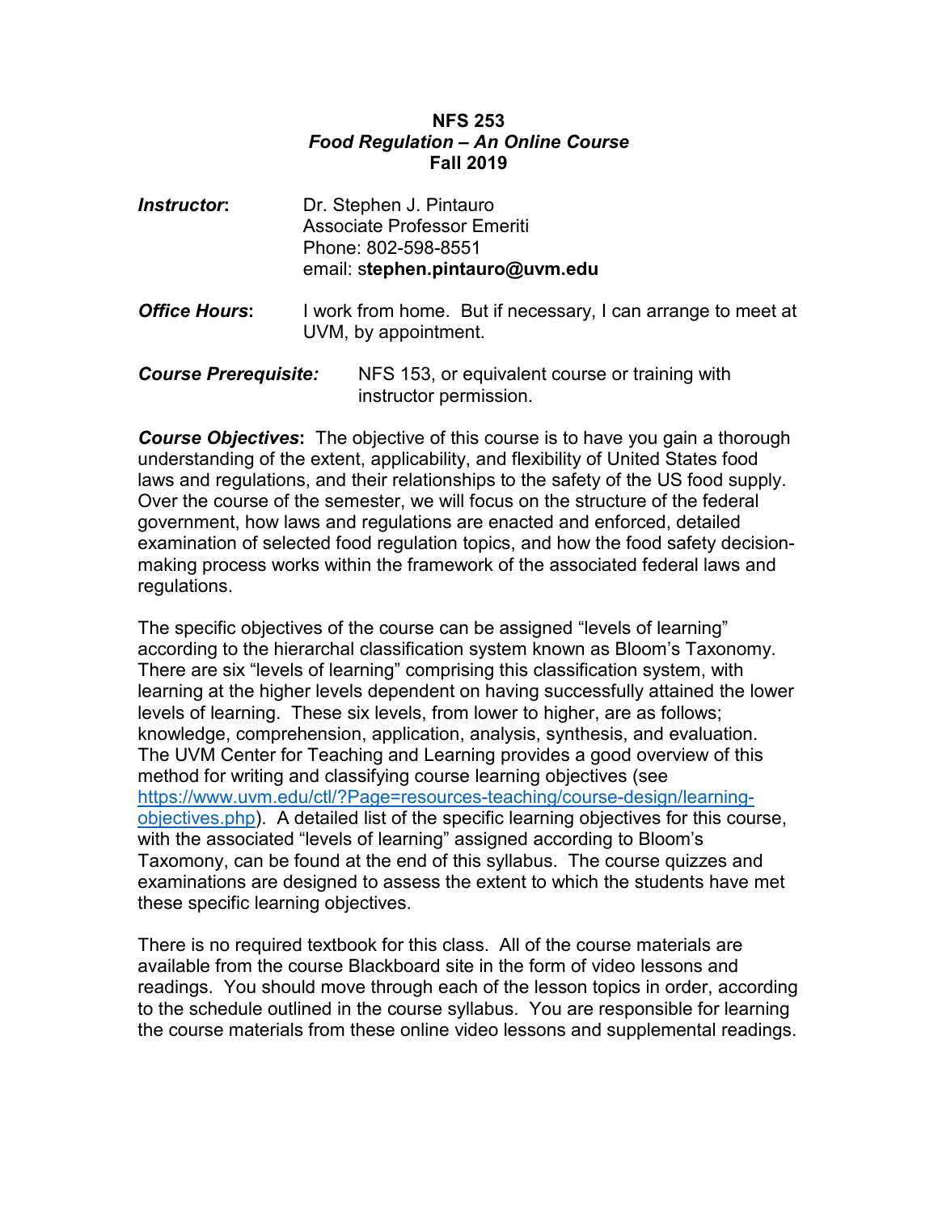# NFS 253
## *Food Regulation – An Online Course*
## Fall 2019

***Instructor*:** Dr. Stephen J. Pintauro
Associate Professor Emeriti
Phone: 802-598-8551
email: s**tephen.pintauro@uvm.edu**

***Office Hours*:** I work from home. But if necessary, I can arrange to meet at UVM, by appointment.

***Course Prerequisite:*** NFS 153, or equivalent course or training with instructor permission.

***Course Objectives*:** The objective of this course is to have you gain a thorough understanding of the extent, applicability, and flexibility of United States food laws and regulations, and their relationships to the safety of the US food supply. Over the course of the semester, we will focus on the structure of the federal government, how laws and regulations are enacted and enforced, detailed examination of selected food regulation topics, and how the food safety decision-making process works within the framework of the associated federal laws and regulations.

The specific objectives of the course can be assigned "levels of learning" according to the hierarchal classification system known as Bloom's Taxonomy. There are six "levels of learning" comprising this classification system, with learning at the higher levels dependent on having successfully attained the lower levels of learning. These six levels, from lower to higher, are as follows; knowledge, comprehension, application, analysis, synthesis, and evaluation. The UVM Center for Teaching and Learning provides a good overview of this method for writing and classifying course learning objectives (see https://www.uvm.edu/ctl/?Page=resources-teaching/course-design/learning-objectives.php). A detailed list of the specific learning objectives for this course, with the associated "levels of learning" assigned according to Bloom's Taxonomy, can be found at the end of this syllabus. The course quizzes and examinations are designed to assess the extent to which the students have met these specific learning objectives.

There is no required textbook for this class. All of the course materials are available from the course Blackboard site in the form of video lessons and readings. You should move through each of the lesson topics in order, according to the schedule outlined in the course syllabus. You are responsible for learning the course materials from these online video lessons and supplemental readings.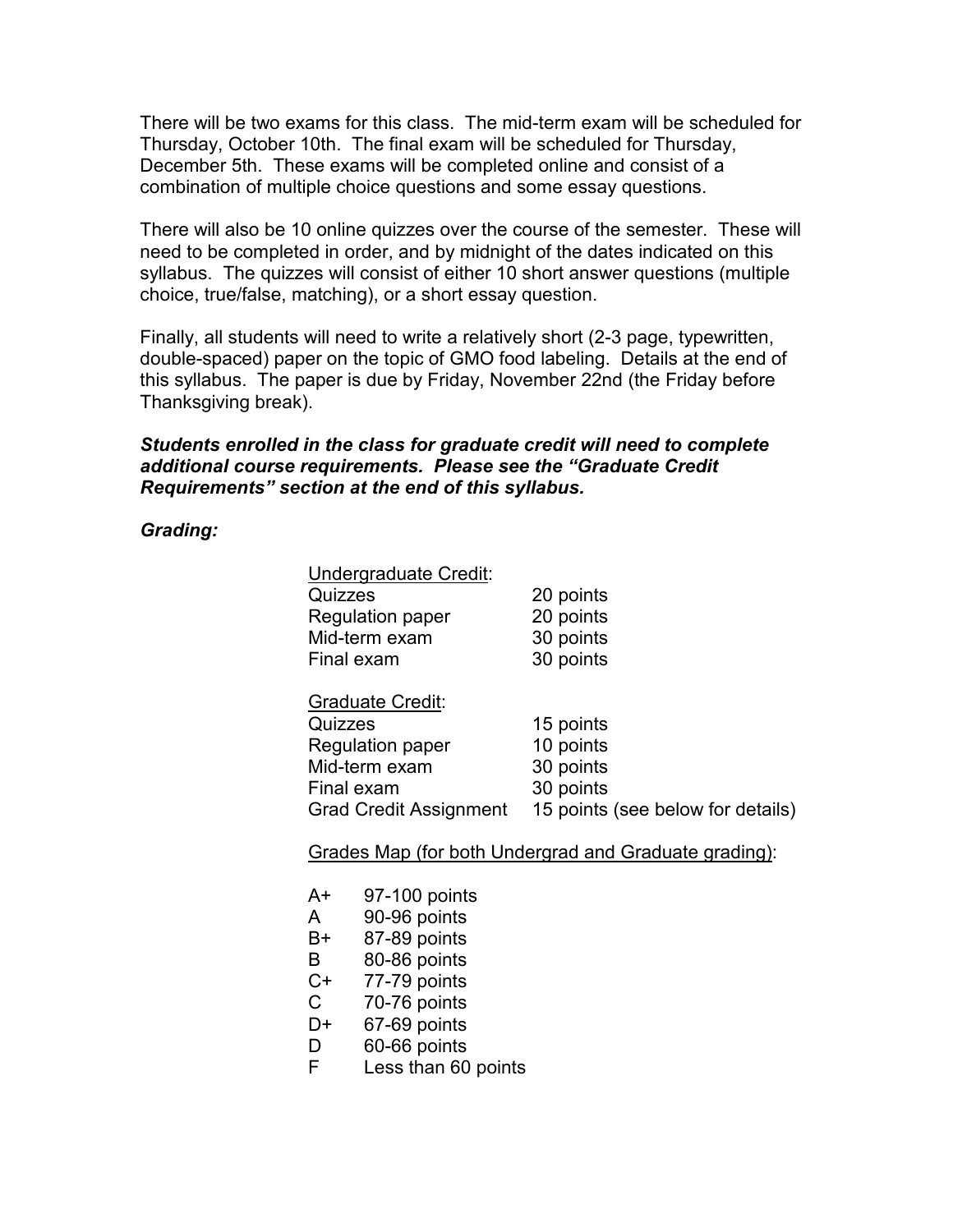There will be two exams for this class. The mid-term exam will be scheduled for Thursday, October 10th. The final exam will be scheduled for Thursday, December 5th. These exams will be completed online and consist of a combination of multiple choice questions and some essay questions.

There will also be 10 online quizzes over the course of the semester. These will need to be completed in order, and by midnight of the dates indicated on this syllabus. The quizzes will consist of either 10 short answer questions (multiple choice, true/false, matching), or a short essay question.

Finally, all students will need to write a relatively short (2-3 page, typewritten, double-spaced) paper on the topic of GMO food labeling. Details at the end of this syllabus. The paper is due by Friday, November 22nd (the Friday before Thanksgiving break).

***Students enrolled in the class for graduate credit will need to complete additional course requirements. Please see the "Graduate Credit Requirements" section at the end of this syllabus.***

***Grading:***

<u>Undergraduate Credit</u>:

| | |
|---|---|
| Quizzes | 20 points |
| Regulation paper | 20 points |
| Mid-term exam | 30 points |
| Final exam | 30 points |

<u>Graduate Credit</u>:

| | |
|---|---|
| Quizzes | 15 points |
| Regulation paper | 10 points |
| Mid-term exam | 30 points |
| Final exam | 30 points |
| Grad Credit Assignment | 15 points (see below for details) |

<u>Grades Map (for both Undergrad and Graduate grading)</u>:

| | |
|---|---|
| A+ | 97-100 points |
| A | 90-96 points |
| B+ | 87-89 points |
| B | 80-86 points |
| C+ | 77-79 points |
| C | 70-76 points |
| D+ | 67-69 points |
| D | 60-66 points |
| F | Less than 60 points |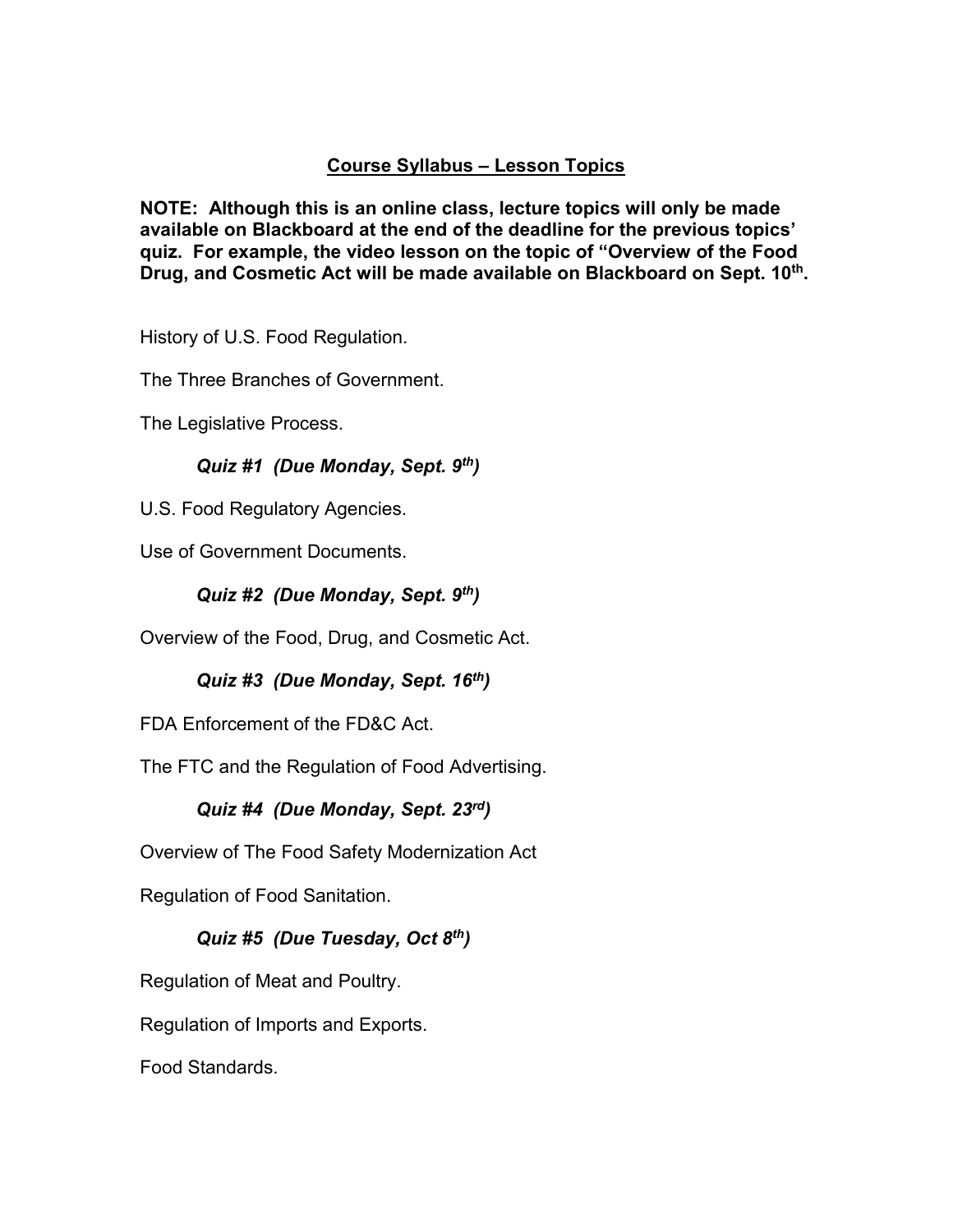## Course Syllabus – Lesson Topics

**NOTE: Although this is an online class, lecture topics will only be made available on Blackboard at the end of the deadline for the previous topics' quiz. For example, the video lesson on the topic of "Overview of the Food Drug, and Cosmetic Act will be made available on Blackboard on Sept. 10th.**

History of U.S. Food Regulation.

The Three Branches of Government.

The Legislative Process.

***Quiz #1 (Due Monday, Sept. 9th)***

U.S. Food Regulatory Agencies.

Use of Government Documents.

***Quiz #2 (Due Monday, Sept. 9th)***

Overview of the Food, Drug, and Cosmetic Act.

***Quiz #3 (Due Monday, Sept. 16th)***

FDA Enforcement of the FD&C Act.

The FTC and the Regulation of Food Advertising.

***Quiz #4 (Due Monday, Sept. 23rd)***

Overview of The Food Safety Modernization Act

Regulation of Food Sanitation.

***Quiz #5 (Due Tuesday, Oct 8th)***

Regulation of Meat and Poultry.

Regulation of Imports and Exports.

Food Standards.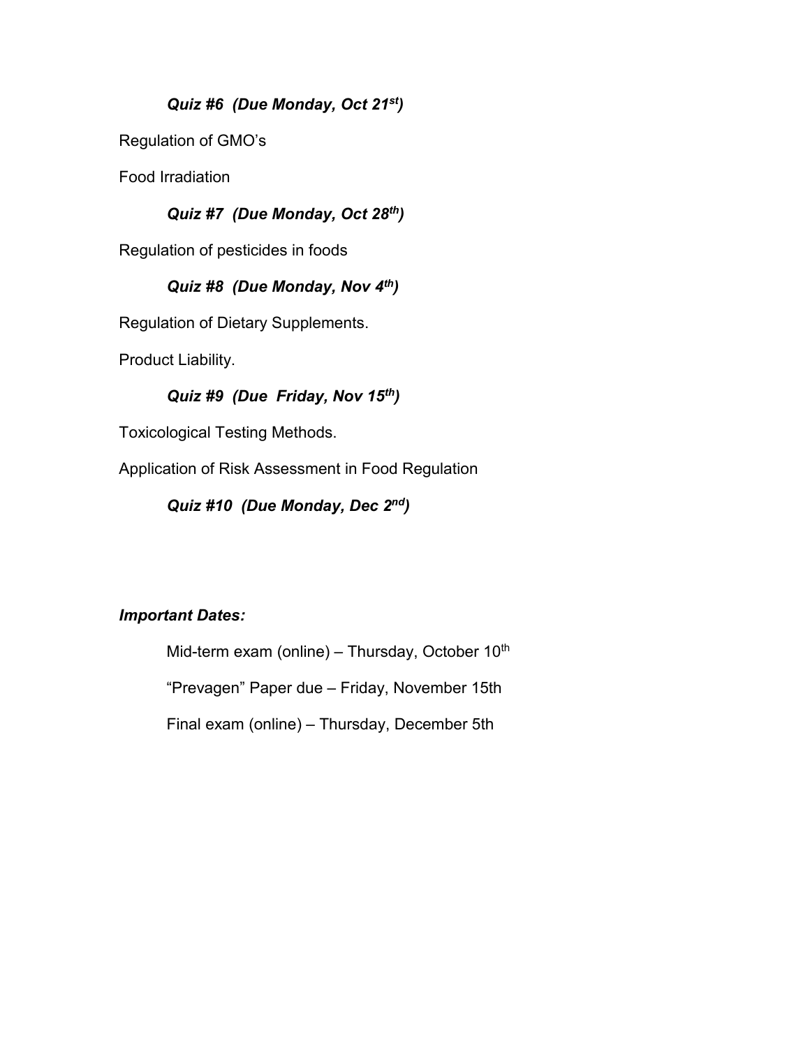*Quiz #6 (Due Monday, Oct 21st)*

Regulation of GMO's

Food Irradiation

*Quiz #7 (Due Monday, Oct 28th)*

Regulation of pesticides in foods

*Quiz #8 (Due Monday, Nov 4th)*

Regulation of Dietary Supplements.

Product Liability.

*Quiz #9 (Due Friday, Nov 15th)*

Toxicological Testing Methods.

Application of Risk Assessment in Food Regulation

*Quiz #10 (Due Monday, Dec 2nd)*

*Important Dates:*

Mid-term exam (online) – Thursday, October 10th

"Prevagen" Paper due – Friday, November 15th

Final exam (online) – Thursday, December 5th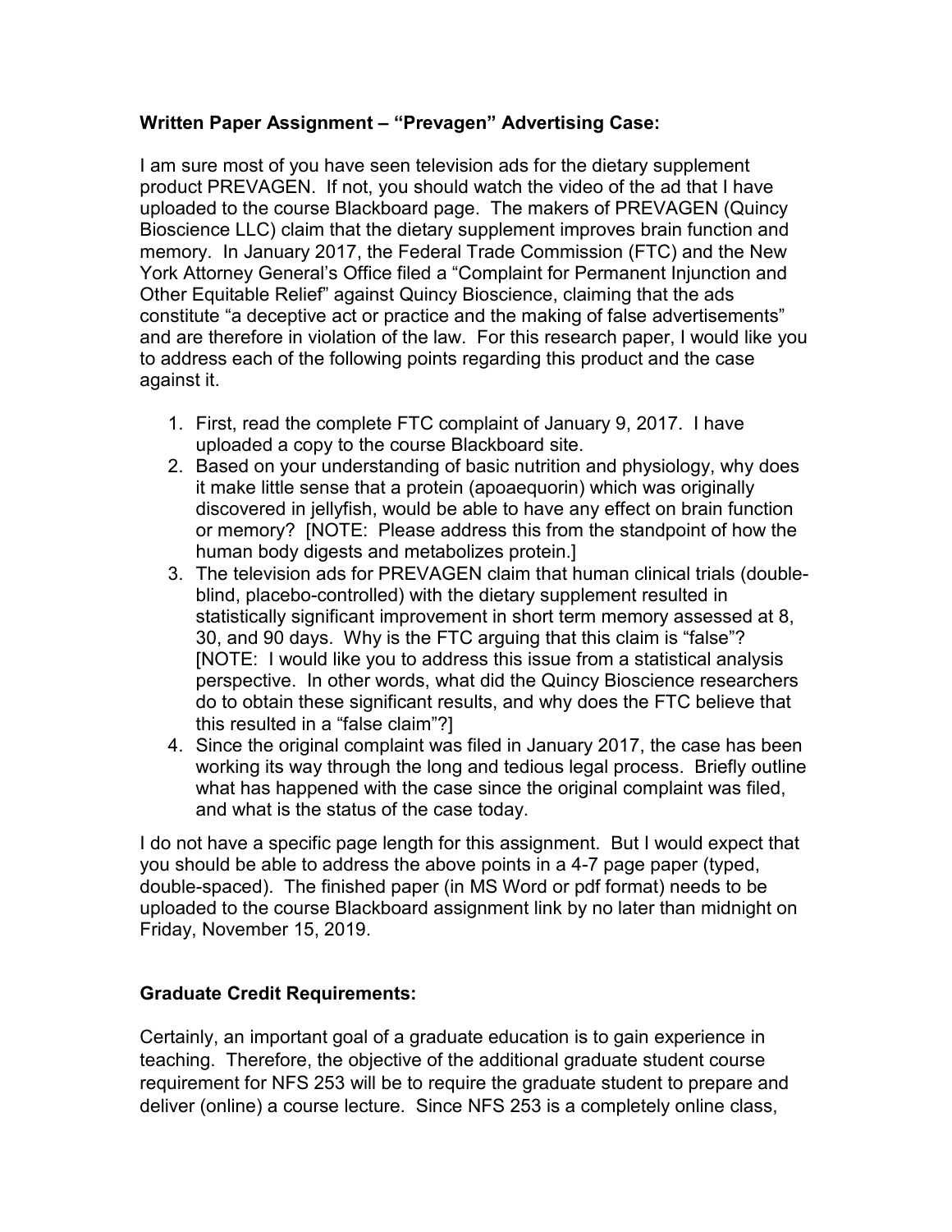**Written Paper Assignment – "Prevagen" Advertising Case:**

I am sure most of you have seen television ads for the dietary supplement product PREVAGEN. If not, you should watch the video of the ad that I have uploaded to the course Blackboard page. The makers of PREVAGEN (Quincy Bioscience LLC) claim that the dietary supplement improves brain function and memory. In January 2017, the Federal Trade Commission (FTC) and the New York Attorney General's Office filed a "Complaint for Permanent Injunction and Other Equitable Relief" against Quincy Bioscience, claiming that the ads constitute "a deceptive act or practice and the making of false advertisements" and are therefore in violation of the law. For this research paper, I would like you to address each of the following points regarding this product and the case against it.

1. First, read the complete FTC complaint of January 9, 2017. I have uploaded a copy to the course Blackboard site.
2. Based on your understanding of basic nutrition and physiology, why does it make little sense that a protein (apoaequorin) which was originally discovered in jellyfish, would be able to have any effect on brain function or memory? [NOTE: Please address this from the standpoint of how the human body digests and metabolizes protein.]
3. The television ads for PREVAGEN claim that human clinical trials (double-blind, placebo-controlled) with the dietary supplement resulted in statistically significant improvement in short term memory assessed at 8, 30, and 90 days. Why is the FTC arguing that this claim is "false"? [NOTE: I would like you to address this issue from a statistical analysis perspective. In other words, what did the Quincy Bioscience researchers do to obtain these significant results, and why does the FTC believe that this resulted in a "false claim"?]
4. Since the original complaint was filed in January 2017, the case has been working its way through the long and tedious legal process. Briefly outline what has happened with the case since the original complaint was filed, and what is the status of the case today.

I do not have a specific page length for this assignment. But I would expect that you should be able to address the above points in a 4-7 page paper (typed, double-spaced). The finished paper (in MS Word or pdf format) needs to be uploaded to the course Blackboard assignment link by no later than midnight on Friday, November 15, 2019.

**Graduate Credit Requirements:**

Certainly, an important goal of a graduate education is to gain experience in teaching. Therefore, the objective of the additional graduate student course requirement for NFS 253 will be to require the graduate student to prepare and deliver (online) a course lecture. Since NFS 253 is a completely online class,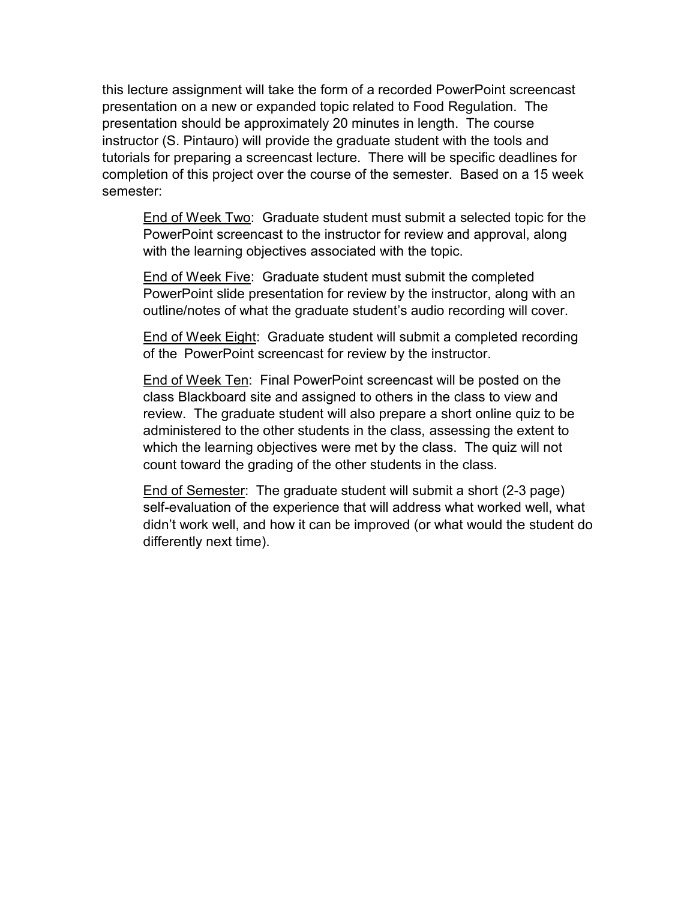this lecture assignment will take the form of a recorded PowerPoint screencast presentation on a new or expanded topic related to Food Regulation. The presentation should be approximately 20 minutes in length. The course instructor (S. Pintauro) will provide the graduate student with the tools and tutorials for preparing a screencast lecture. There will be specific deadlines for completion of this project over the course of the semester. Based on a 15 week semester:

<u>End of Week Two</u>: Graduate student must submit a selected topic for the PowerPoint screencast to the instructor for review and approval, along with the learning objectives associated with the topic.

<u>End of Week Five</u>: Graduate student must submit the completed PowerPoint slide presentation for review by the instructor, along with an outline/notes of what the graduate student's audio recording will cover.

<u>End of Week Eight</u>: Graduate student will submit a completed recording of the PowerPoint screencast for review by the instructor.

<u>End of Week Ten</u>: Final PowerPoint screencast will be posted on the class Blackboard site and assigned to others in the class to view and review. The graduate student will also prepare a short online quiz to be administered to the other students in the class, assessing the extent to which the learning objectives were met by the class. The quiz will not count toward the grading of the other students in the class.

<u>End of Semester</u>: The graduate student will submit a short (2-3 page) self-evaluation of the experience that will address what worked well, what didn't work well, and how it can be improved (or what would the student do differently next time).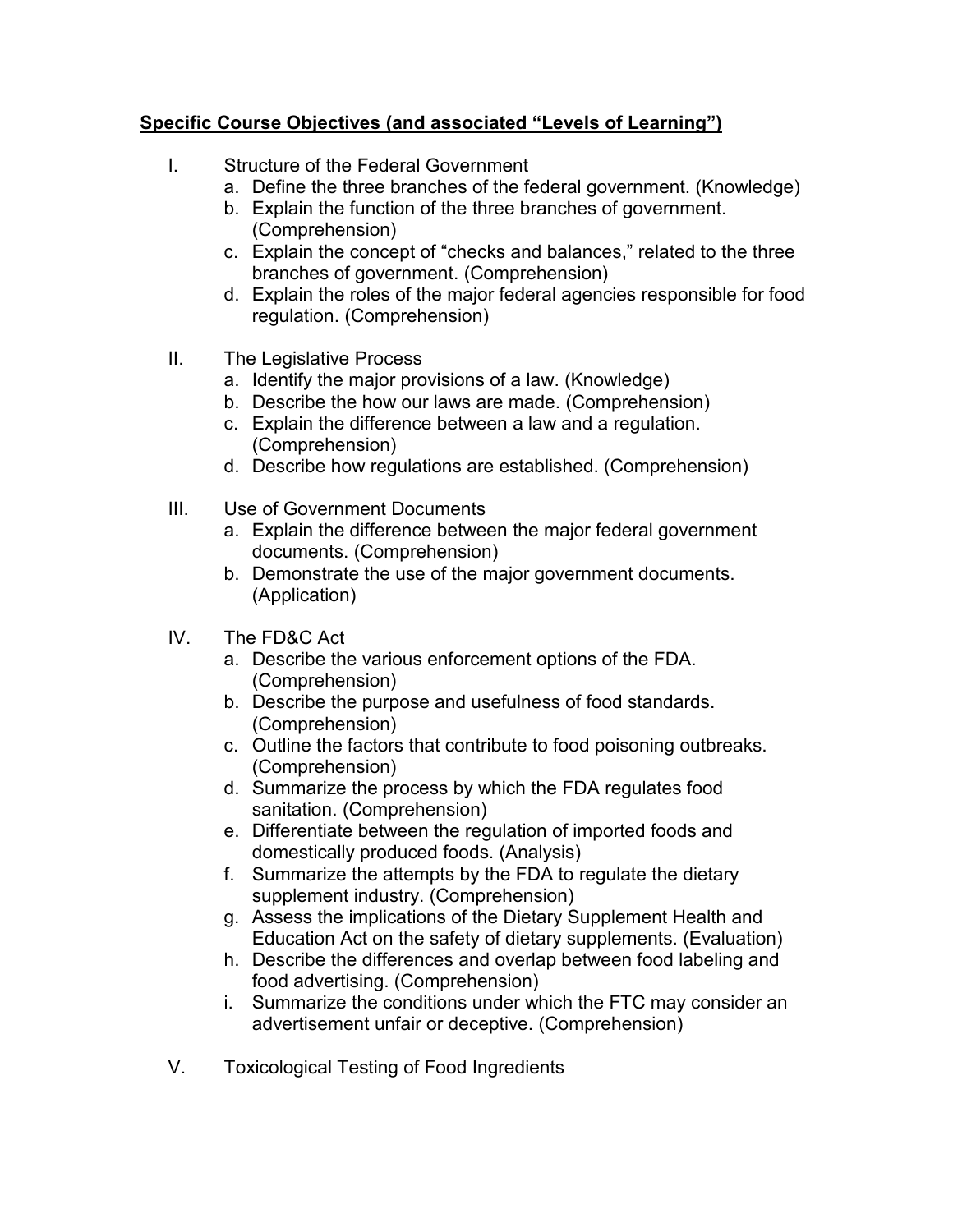**<u>Specific Course Objectives (and associated "Levels of Learning")</u>**

I. Structure of the Federal Government
   a. Define the three branches of the federal government. (Knowledge)
   b. Explain the function of the three branches of government. (Comprehension)
   c. Explain the concept of "checks and balances," related to the three branches of government. (Comprehension)
   d. Explain the roles of the major federal agencies responsible for food regulation. (Comprehension)

II. The Legislative Process
   a. Identify the major provisions of a law. (Knowledge)
   b. Describe the how our laws are made. (Comprehension)
   c. Explain the difference between a law and a regulation. (Comprehension)
   d. Describe how regulations are established. (Comprehension)

III. Use of Government Documents
   a. Explain the difference between the major federal government documents. (Comprehension)
   b. Demonstrate the use of the major government documents. (Application)

IV. The FD&C Act
   a. Describe the various enforcement options of the FDA. (Comprehension)
   b. Describe the purpose and usefulness of food standards. (Comprehension)
   c. Outline the factors that contribute to food poisoning outbreaks. (Comprehension)
   d. Summarize the process by which the FDA regulates food sanitation. (Comprehension)
   e. Differentiate between the regulation of imported foods and domestically produced foods. (Analysis)
   f. Summarize the attempts by the FDA to regulate the dietary supplement industry. (Comprehension)
   g. Assess the implications of the Dietary Supplement Health and Education Act on the safety of dietary supplements. (Evaluation)
   h. Describe the differences and overlap between food labeling and food advertising. (Comprehension)
   i. Summarize the conditions under which the FTC may consider an advertisement unfair or deceptive. (Comprehension)

V. Toxicological Testing of Food Ingredients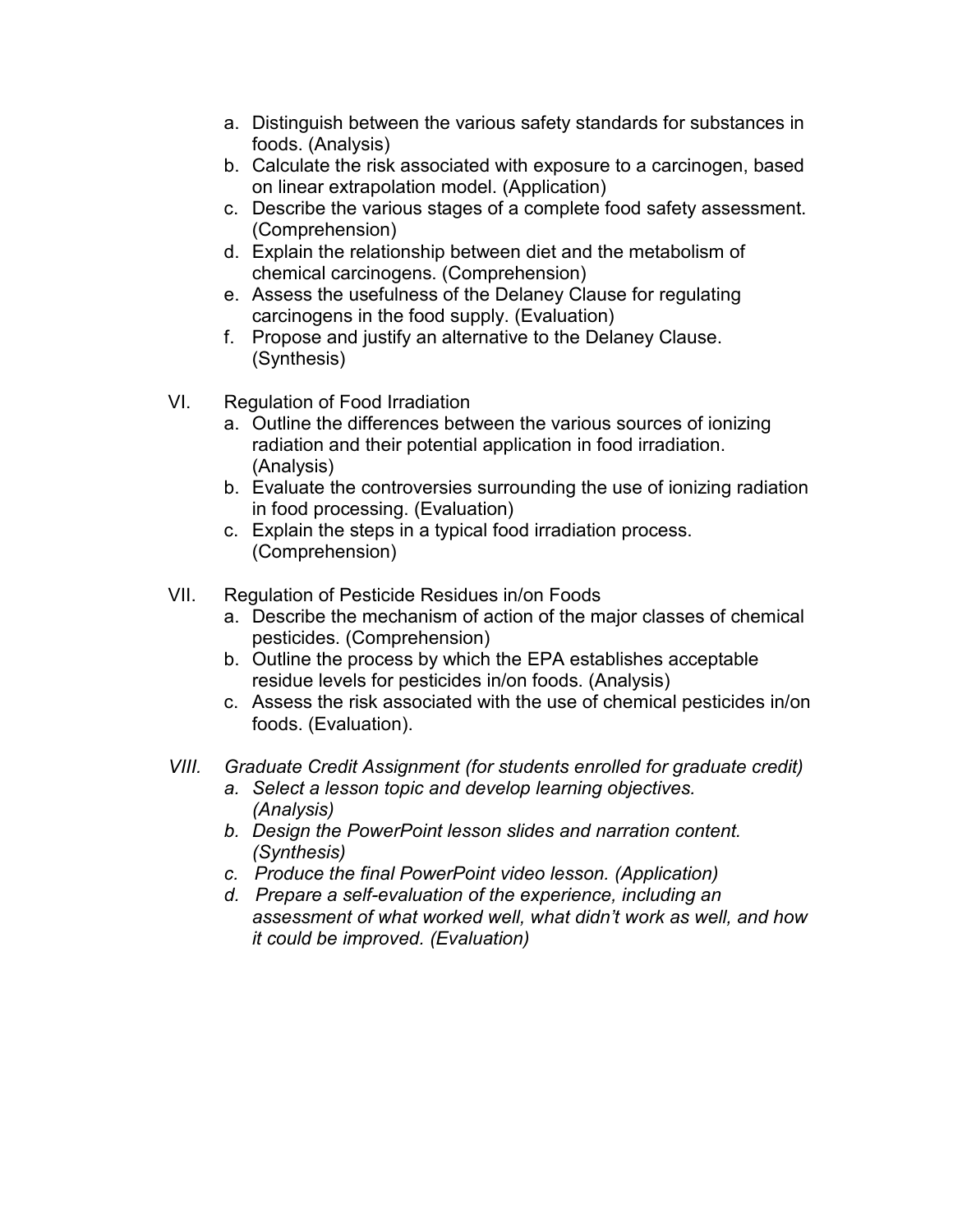a. Distinguish between the various safety standards for substances in foods. (Analysis)
b. Calculate the risk associated with exposure to a carcinogen, based on linear extrapolation model. (Application)
c. Describe the various stages of a complete food safety assessment. (Comprehension)
d. Explain the relationship between diet and the metabolism of chemical carcinogens. (Comprehension)
e. Assess the usefulness of the Delaney Clause for regulating carcinogens in the food supply. (Evaluation)
f. Propose and justify an alternative to the Delaney Clause. (Synthesis)

VI. Regulation of Food Irradiation

a. Outline the differences between the various sources of ionizing radiation and their potential application in food irradiation. (Analysis)
b. Evaluate the controversies surrounding the use of ionizing radiation in food processing. (Evaluation)
c. Explain the steps in a typical food irradiation process. (Comprehension)

VII. Regulation of Pesticide Residues in/on Foods

a. Describe the mechanism of action of the major classes of chemical pesticides. (Comprehension)
b. Outline the process by which the EPA establishes acceptable residue levels for pesticides in/on foods. (Analysis)
c. Assess the risk associated with the use of chemical pesticides in/on foods. (Evaluation).

*VIII. Graduate Credit Assignment (for students enrolled for graduate credit)*

*a. Select a lesson topic and develop learning objectives. (Analysis)*
*b. Design the PowerPoint lesson slides and narration content. (Synthesis)*
*c. Produce the final PowerPoint video lesson. (Application)*
*d. Prepare a self-evaluation of the experience, including an assessment of what worked well, what didn't work as well, and how it could be improved. (Evaluation)*